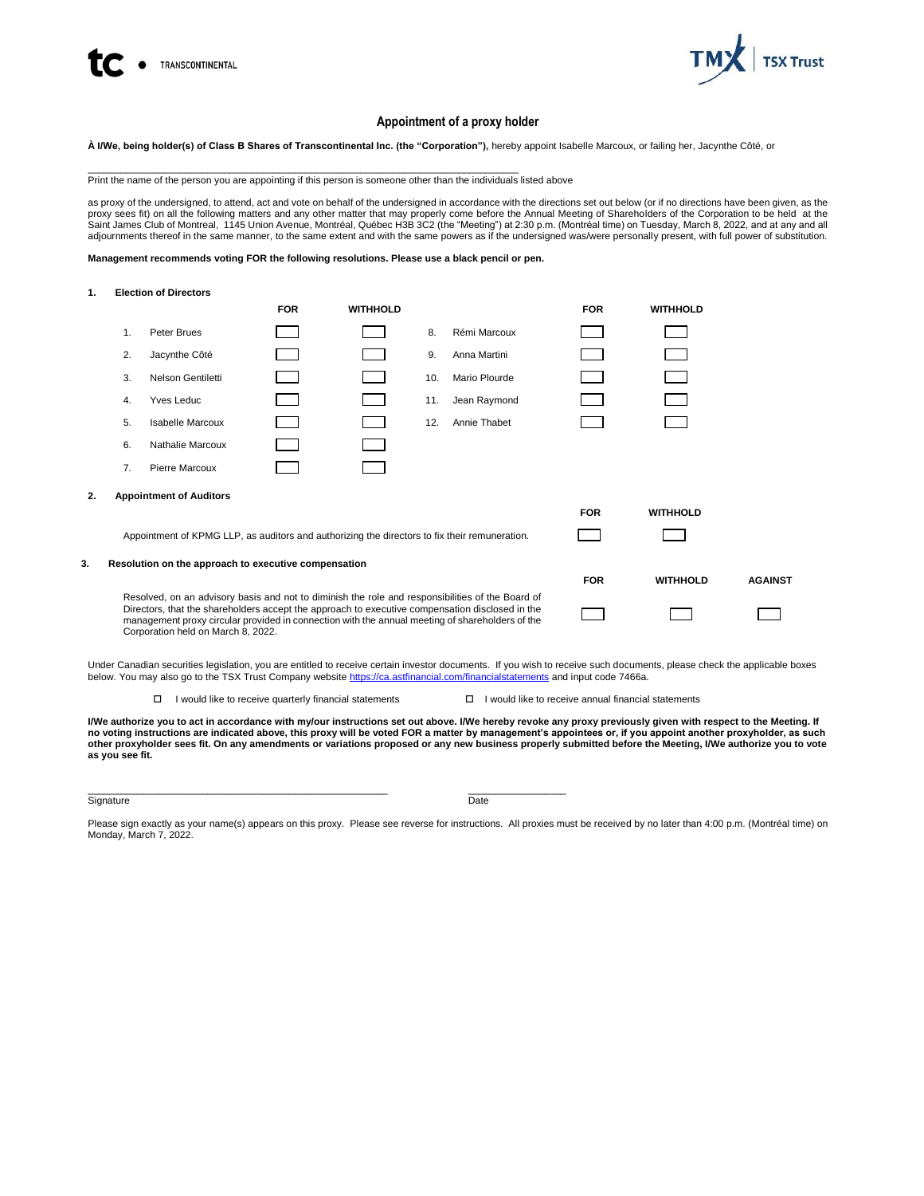TRANSCONTINENTAL

TSX Trust

## Appointment of a proxy holder

**À I/We, being holder(s) of Class B Shares of Transcontinental Inc. (the "Corporation"),** hereby appoint Isabelle Marcoux, or failing her, Jacynthe Côté, or

\_\_\_\_\_\_\_\_\_\_\_\_\_\_\_\_\_\_\_\_\_\_\_\_\_\_\_\_\_\_\_\_\_\_\_\_\_\_\_\_\_\_\_\_\_\_\_\_\_\_\_\_\_\_\_\_\_\_\_\_\_\_

Print the name of the person you are appointing if this person is someone other than the individuals listed above

as proxy of the undersigned, to attend, act and vote on behalf of the undersigned in accordance with the directions set out below (or if no directions have been given, as the proxy sees fit) on all the following matters and any other matter that may properly come before the Annual Meeting of Shareholders of the Corporation to be held at the Saint James Club of Montreal, 1145 Union Avenue, Montréal, Québec H3B 3C2 (the "Meeting") at 2:30 p.m. (Montréal time) on Tuesday, March 8, 2022, and at any and all adjournments thereof in the same manner, to the same extent and with the same powers as if the undersigned was/were personally present, with full power of substitution.

**Management recommends voting FOR the following resolutions. Please use a black pencil or pen.**

**1. Election of Directors**

| | | FOR | WITHHOLD | | | FOR | WITHHOLD |
|---|---|---|---|---|---|---|---|
| 1. | Peter Brues | ☐ | ☐ | 8. | Rémi Marcoux | ☐ | ☐ |
| 2. | Jacynthe Côté | ☐ | ☐ | 9. | Anna Martini | ☐ | ☐ |
| 3. | Nelson Gentiletti | ☐ | ☐ | 10. | Mario Plourde | ☐ | ☐ |
| 4. | Yves Leduc | ☐ | ☐ | 11. | Jean Raymond | ☐ | ☐ |
| 5. | Isabelle Marcoux | ☐ | ☐ | 12. | Annie Thabet | ☐ | ☐ |
| 6. | Nathalie Marcoux | ☐ | ☐ | | | | |
| 7. | Pierre Marcoux | ☐ | ☐ | | | | |

**2. Appointment of Auditors**

| | FOR | WITHHOLD |
|---|---|---|
| Appointment of KPMG LLP, as auditors and authorizing the directors to fix their remuneration. | ☐ | ☐ |

**3. Resolution on the approach to executive compensation**

| | FOR | WITHHOLD | AGAINST |
|---|---|---|---|
| Resolved, on an advisory basis and not to diminish the role and responsibilities of the Board of Directors, that the shareholders accept the approach to executive compensation disclosed in the management proxy circular provided in connection with the annual meeting of shareholders of the Corporation held on March 8, 2022. | ☐ | ☐ | ☐ |

Under Canadian securities legislation, you are entitled to receive certain investor documents. If you wish to receive such documents, please check the applicable boxes below. You may also go to the TSX Trust Company website https://ca.astfinancial.com/financialstatements and input code 7466a.

☐ I would like to receive quarterly financial statements ☐ I would like to receive annual financial statements

**I/We authorize you to act in accordance with my/our instructions set out above. I/We hereby revoke any proxy previously given with respect to the Meeting. If no voting instructions are indicated above, this proxy will be voted FOR a matter by management's appointees or, if you appoint another proxyholder, as such other proxyholder sees fit. On any amendments or variations proposed or any new business properly submitted before the Meeting, I/We authorize you to vote as you see fit.**

\_\_\_\_\_\_\_\_\_\_\_\_\_\_\_\_\_\_\_\_\_\_\_\_\_\_\_\_\_\_\_\_\_\_\_\_\_\_\_\_\_\_\_\_ \_\_\_\_\_\_\_\_\_\_\_\_\_\_\_\_\_\_\_\_

Signature Date

Please sign exactly as your name(s) appears on this proxy. Please see reverse for instructions. All proxies must be received by no later than 4:00 p.m. (Montréal time) on Monday, March 7, 2022.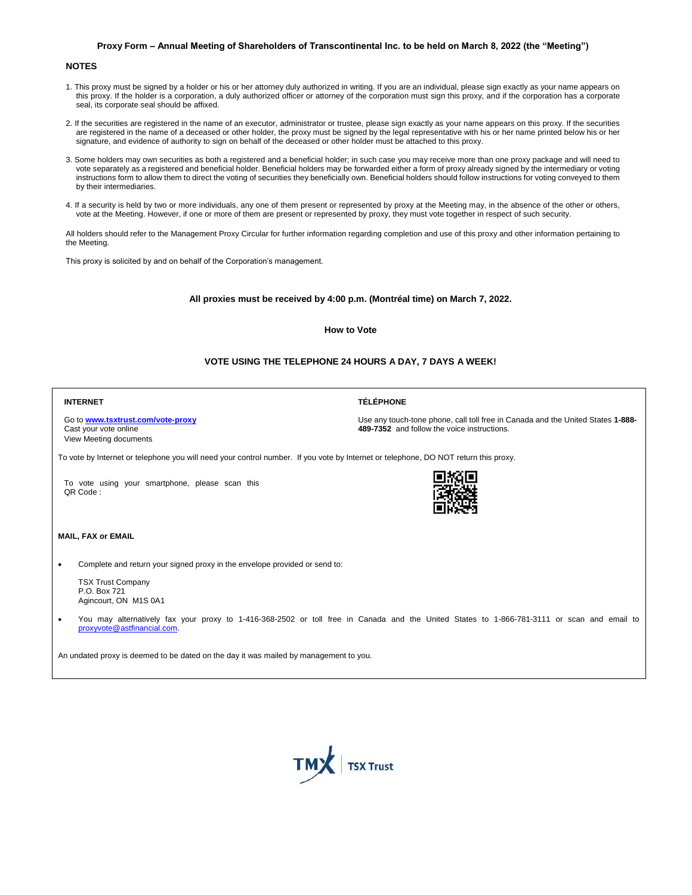**Proxy Form – Annual Meeting of Shareholders of Transcontinental Inc. to be held on March 8, 2022 (the "Meeting")**

## NOTES

1. This proxy must be signed by a holder or his or her attorney duly authorized in writing. If you are an individual, please sign exactly as your name appears on this proxy. If the holder is a corporation, a duly authorized officer or attorney of the corporation must sign this proxy, and if the corporation has a corporate seal, its corporate seal should be affixed.

2. If the securities are registered in the name of an executor, administrator or trustee, please sign exactly as your name appears on this proxy. If the securities are registered in the name of a deceased or other holder, the proxy must be signed by the legal representative with his or her name printed below his or her signature, and evidence of authority to sign on behalf of the deceased or other holder must be attached to this proxy.

3. Some holders may own securities as both a registered and a beneficial holder; in such case you may receive more than one proxy package and will need to vote separately as a registered and beneficial holder. Beneficial holders may be forwarded either a form of proxy already signed by the intermediary or voting instructions form to allow them to direct the voting of securities they beneficially own. Beneficial holders should follow instructions for voting conveyed to them by their intermediaries.

4. If a security is held by two or more individuals, any one of them present or represented by proxy at the Meeting may, in the absence of the other or others, vote at the Meeting. However, if one or more of them are present or represented by proxy, they must vote together in respect of such security.

All holders should refer to the Management Proxy Circular for further information regarding completion and use of this proxy and other information pertaining to the Meeting.

This proxy is solicited by and on behalf of the Corporation's management.

**All proxies must be received by 4:00 p.m. (Montréal time) on March 7, 2022.**

**How to Vote**

**VOTE USING THE TELEPHONE 24 HOURS A DAY, 7 DAYS A WEEK!**

**INTERNET**

Go to **www.tsxtrust.com/vote-proxy**
Cast your vote online
View Meeting documents

**TÉLÉPHONE**

Use any touch-tone phone, call toll free in Canada and the United States **1-888-489-7352** and follow the voice instructions.

To vote by Internet or telephone you will need your control number. If you vote by Internet or telephone, DO NOT return this proxy.

To vote using your smartphone, please scan this QR Code :

**MAIL, FAX or EMAIL**

- Complete and return your signed proxy in the envelope provided or send to:

  TSX Trust Company
  P.O. Box 721
  Agincourt, ON M1S 0A1

- You may alternatively fax your proxy to 1-416-368-2502 or toll free in Canada and the United States to 1-866-781-3111 or scan and email to proxyvote@astfinancial.com.

An undated proxy is deemed to be dated on the day it was mailed by management to you.

TMX | TSX Trust